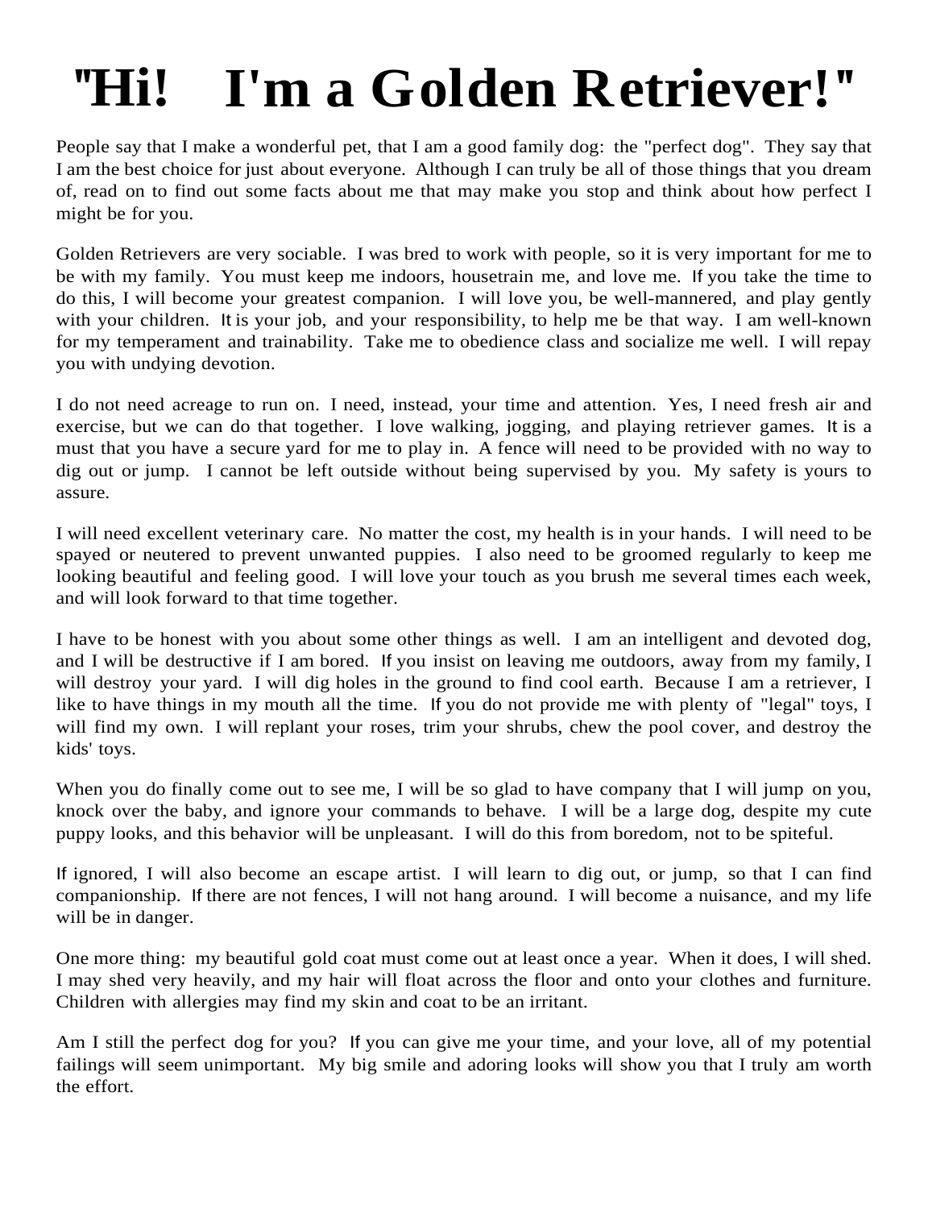# "Hi! I'm a Golden Retriever!"

People say that I make a wonderful pet, that I am a good family dog: the "perfect dog". They say that I am the best choice for just about everyone. Although I can truly be all of those things that you dream of, read on to find out some facts about me that may make you stop and think about how perfect I might be for you.

Golden Retrievers are very sociable. I was bred to work with people, so it is very important for me to be with my family. You must keep me indoors, housetrain me, and love me. If you take the time to do this, I will become your greatest companion. I will love you, be well-mannered, and play gently with your children. It is your job, and your responsibility, to help me be that way. I am well-known for my temperament and trainability. Take me to obedience class and socialize me well. I will repay you with undying devotion.

I do not need acreage to run on. I need, instead, your time and attention. Yes, I need fresh air and exercise, but we can do that together. I love walking, jogging, and playing retriever games. It is a must that you have a secure yard for me to play in. A fence will need to be provided with no way to dig out or jump. I cannot be left outside without being supervised by you. My safety is yours to assure.

I will need excellent veterinary care. No matter the cost, my health is in your hands. I will need to be spayed or neutered to prevent unwanted puppies. I also need to be groomed regularly to keep me looking beautiful and feeling good. I will love your touch as you brush me several times each week, and will look forward to that time together.

I have to be honest with you about some other things as well. I am an intelligent and devoted dog, and I will be destructive if I am bored. If you insist on leaving me outdoors, away from my family, I will destroy your yard. I will dig holes in the ground to find cool earth. Because I am a retriever, I like to have things in my mouth all the time. If you do not provide me with plenty of "legal" toys, I will find my own. I will replant your roses, trim your shrubs, chew the pool cover, and destroy the kids' toys.

When you do finally come out to see me, I will be so glad to have company that I will jump on you, knock over the baby, and ignore your commands to behave. I will be a large dog, despite my cute puppy looks, and this behavior will be unpleasant. I will do this from boredom, not to be spiteful.

If ignored, I will also become an escape artist. I will learn to dig out, or jump, so that I can find companionship. If there are not fences, I will not hang around. I will become a nuisance, and my life will be in danger.

One more thing: my beautiful gold coat must come out at least once a year. When it does, I will shed. I may shed very heavily, and my hair will float across the floor and onto your clothes and furniture. Children with allergies may find my skin and coat to be an irritant.

Am I still the perfect dog for you? If you can give me your time, and your love, all of my potential failings will seem unimportant. My big smile and adoring looks will show you that I truly am worth the effort.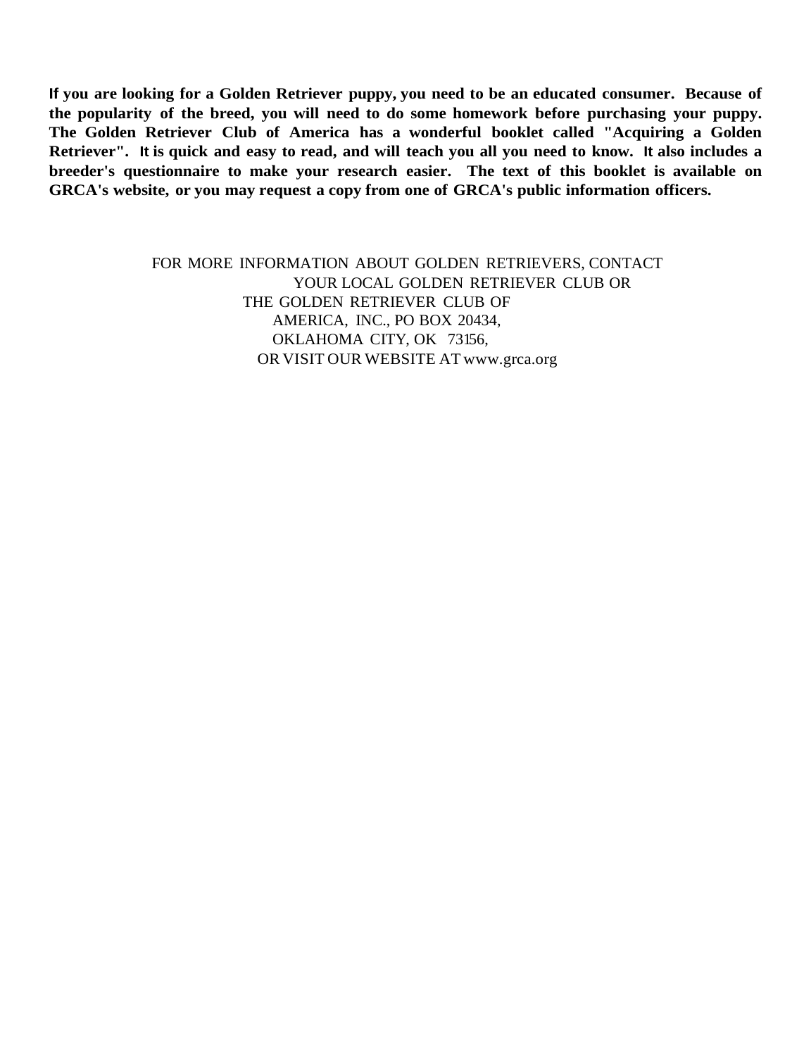**If you are looking for a Golden Retriever puppy, you need to be an educated consumer. Because of the popularity of the breed, you will need to do some homework before purchasing your puppy. The Golden Retriever Club of America has a wonderful booklet called "Acquiring a Golden Retriever". It is quick and easy to read, and will teach you all you need to know. It also includes a breeder's questionnaire to make your research easier. The text of this booklet is available on GRCA's website, or you may request a copy from one of GRCA's public information officers.**

FOR MORE INFORMATION ABOUT GOLDEN RETRIEVERS, CONTACT
YOUR LOCAL GOLDEN RETRIEVER CLUB OR
THE GOLDEN RETRIEVER CLUB OF
AMERICA, INC., PO BOX 20434,
OKLAHOMA CITY, OK 73156,
OR VISIT OUR WEBSITE AT www.grca.org